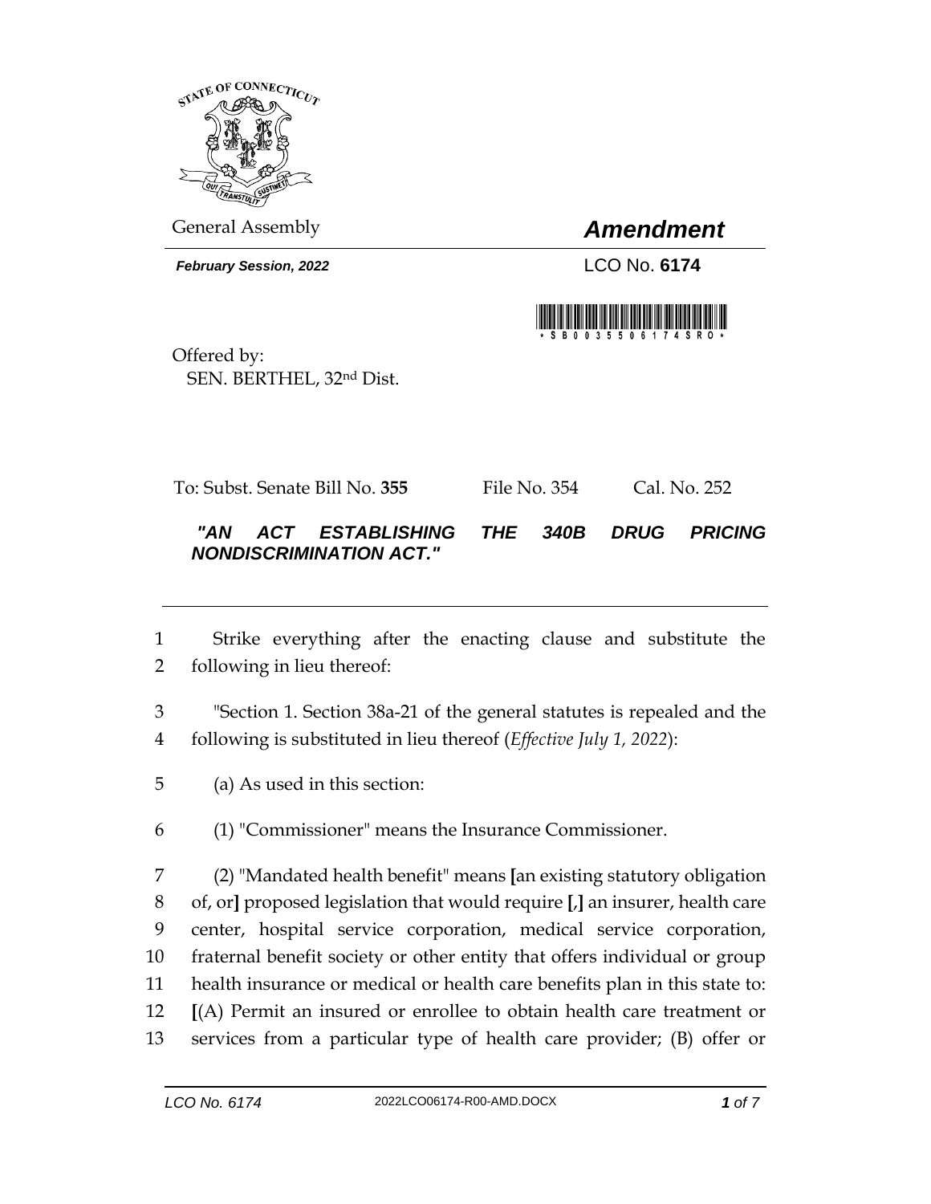General Assembly

# *Amendment*

***February Session, 2022***

LCO No. **6174**

Offered by:
SEN. BERTHEL, 32nd Dist.

To: Subst. Senate Bill No. **355** File No. 354 Cal. No. 252

***"AN ACT ESTABLISHING THE 340B DRUG PRICING NONDISCRIMINATION ACT."***

---

1 Strike everything after the enacting clause and substitute the
2 following in lieu thereof:

3 "Section 1. Section 38a-21 of the general statutes is repealed and the
4 following is substituted in lieu thereof (*Effective July 1, 2022*):

5 (a) As used in this section:

6 (1) "Commissioner" means the Insurance Commissioner.

7 (2) "Mandated health benefit" means **[**an existing statutory obligation
8 of, or**]** proposed legislation that would require **[**,**]** an insurer, health care
9 center, hospital service corporation, medical service corporation,
10 fraternal benefit society or other entity that offers individual or group
11 health insurance or medical or health care benefits plan in this state to:
12 **[**(A) Permit an insured or enrollee to obtain health care treatment or
13 services from a particular type of health care provider; (B) offer or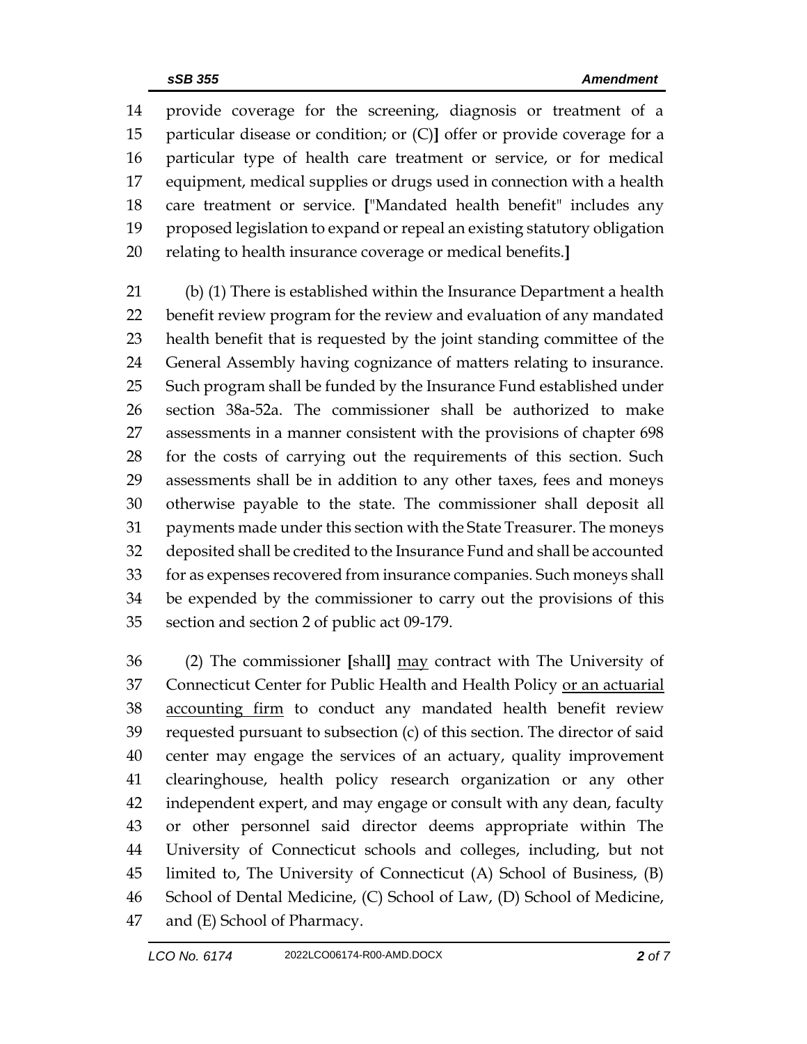14 provide coverage for the screening, diagnosis or treatment of a
15 particular disease or condition; or (C)] offer or provide coverage for a
16 particular type of health care treatment or service, or for medical
17 equipment, medical supplies or drugs used in connection with a health
18 care treatment or service. ["Mandated health benefit" includes any
19 proposed legislation to expand or repeal an existing statutory obligation
20 relating to health insurance coverage or medical benefits.]

21 (b) (1) There is established within the Insurance Department a health
22 benefit review program for the review and evaluation of any mandated
23 health benefit that is requested by the joint standing committee of the
24 General Assembly having cognizance of matters relating to insurance.
25 Such program shall be funded by the Insurance Fund established under
26 section 38a-52a. The commissioner shall be authorized to make
27 assessments in a manner consistent with the provisions of chapter 698
28 for the costs of carrying out the requirements of this section. Such
29 assessments shall be in addition to any other taxes, fees and moneys
30 otherwise payable to the state. The commissioner shall deposit all
31 payments made under this section with the State Treasurer. The moneys
32 deposited shall be credited to the Insurance Fund and shall be accounted
33 for as expenses recovered from insurance companies. Such moneys shall
34 be expended by the commissioner to carry out the provisions of this
35 section and section 2 of public act 09-179.

36 (2) The commissioner [shall] <u>may</u> contract with The University of
37 Connecticut Center for Public Health and Health Policy <u>or an actuarial</u>
38 <u>accounting firm</u> to conduct any mandated health benefit review
39 requested pursuant to subsection (c) of this section. The director of said
40 center may engage the services of an actuary, quality improvement
41 clearinghouse, health policy research organization or any other
42 independent expert, and may engage or consult with any dean, faculty
43 or other personnel said director deems appropriate within The
44 University of Connecticut schools and colleges, including, but not
45 limited to, The University of Connecticut (A) School of Business, (B)
46 School of Dental Medicine, (C) School of Law, (D) School of Medicine,
47 and (E) School of Pharmacy.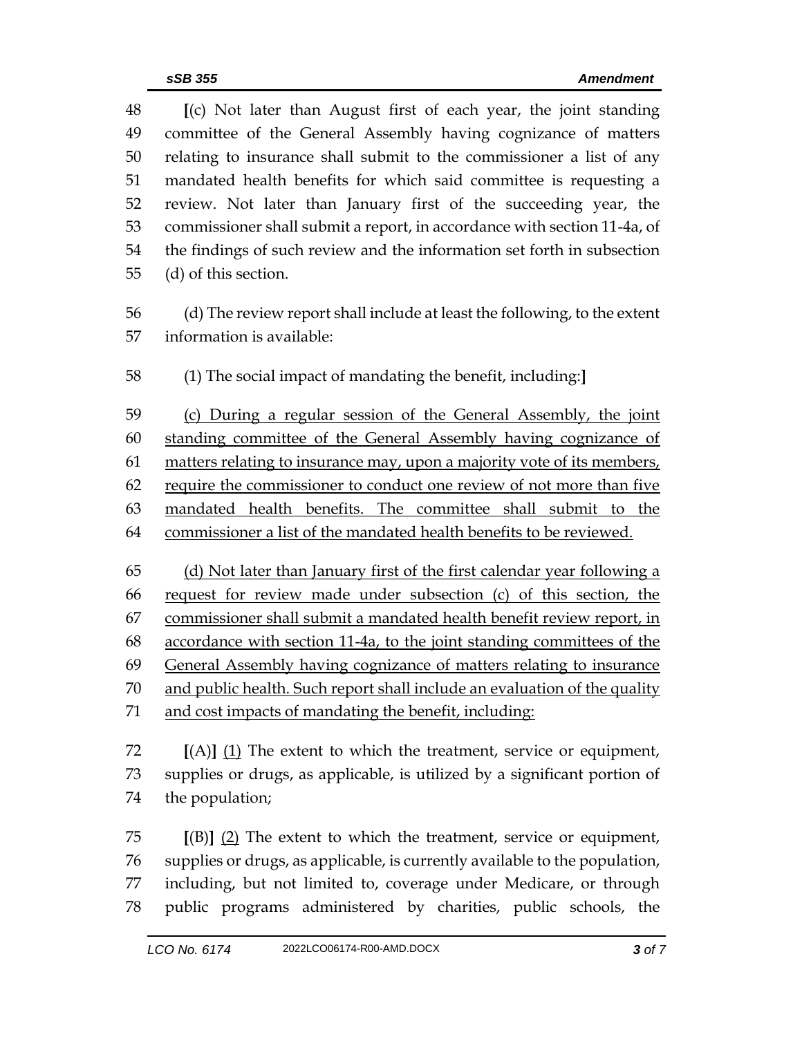48 [(c) Not later than August first of each year, the joint standing
49 committee of the General Assembly having cognizance of matters
50 relating to insurance shall submit to the commissioner a list of any
51 mandated health benefits for which said committee is requesting a
52 review. Not later than January first of the succeeding year, the
53 commissioner shall submit a report, in accordance with section 11-4a, of
54 the findings of such review and the information set forth in subsection
55 (d) of this section.

56 (d) The review report shall include at least the following, to the extent
57 information is available:

58 (1) The social impact of mandating the benefit, including:]

59 <u>(c) During a regular session of the General Assembly, the joint</u>
60 <u>standing committee of the General Assembly having cognizance of</u>
61 <u>matters relating to insurance may, upon a majority vote of its members,</u>
62 <u>require the commissioner to conduct one review of not more than five</u>
63 <u>mandated health benefits. The committee shall submit to the</u>
64 <u>commissioner a list of the mandated health benefits to be reviewed.</u>

65 <u>(d) Not later than January first of the first calendar year following a</u>
66 <u>request for review made under subsection (c) of this section, the</u>
67 <u>commissioner shall submit a mandated health benefit review report, in</u>
68 <u>accordance with section 11-4a, to the joint standing committees of the</u>
69 <u>General Assembly having cognizance of matters relating to insurance</u>
70 <u>and public health. Such report shall include an evaluation of the quality</u>
71 <u>and cost impacts of mandating the benefit, including:</u>

72 [(A)] <u>(1)</u> The extent to which the treatment, service or equipment,
73 supplies or drugs, as applicable, is utilized by a significant portion of
74 the population;

75 [(B)] <u>(2)</u> The extent to which the treatment, service or equipment,
76 supplies or drugs, as applicable, is currently available to the population,
77 including, but not limited to, coverage under Medicare, or through
78 public programs administered by charities, public schools, the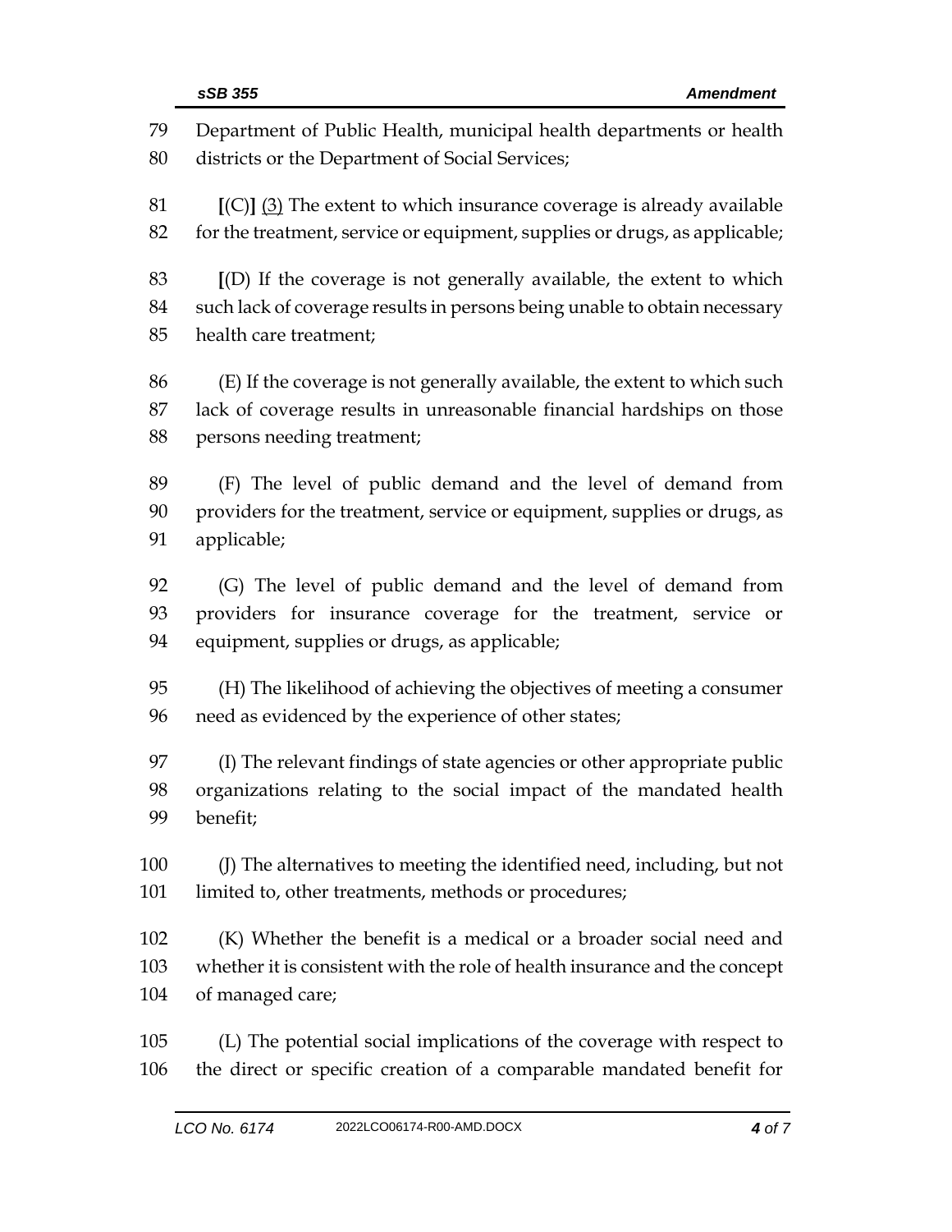Department of Public Health, municipal health departments or health districts or the Department of Social Services;

[(C)] (3) The extent to which insurance coverage is already available for the treatment, service or equipment, supplies or drugs, as applicable;

[(D) If the coverage is not generally available, the extent to which such lack of coverage results in persons being unable to obtain necessary health care treatment;

(E) If the coverage is not generally available, the extent to which such lack of coverage results in unreasonable financial hardships on those persons needing treatment;

(F) The level of public demand and the level of demand from providers for the treatment, service or equipment, supplies or drugs, as applicable;

(G) The level of public demand and the level of demand from providers for insurance coverage for the treatment, service or equipment, supplies or drugs, as applicable;

(H) The likelihood of achieving the objectives of meeting a consumer need as evidenced by the experience of other states;

(I) The relevant findings of state agencies or other appropriate public organizations relating to the social impact of the mandated health benefit;

(J) The alternatives to meeting the identified need, including, but not limited to, other treatments, methods or procedures;

(K) Whether the benefit is a medical or a broader social need and whether it is consistent with the role of health insurance and the concept of managed care;

(L) The potential social implications of the coverage with respect to the direct or specific creation of a comparable mandated benefit for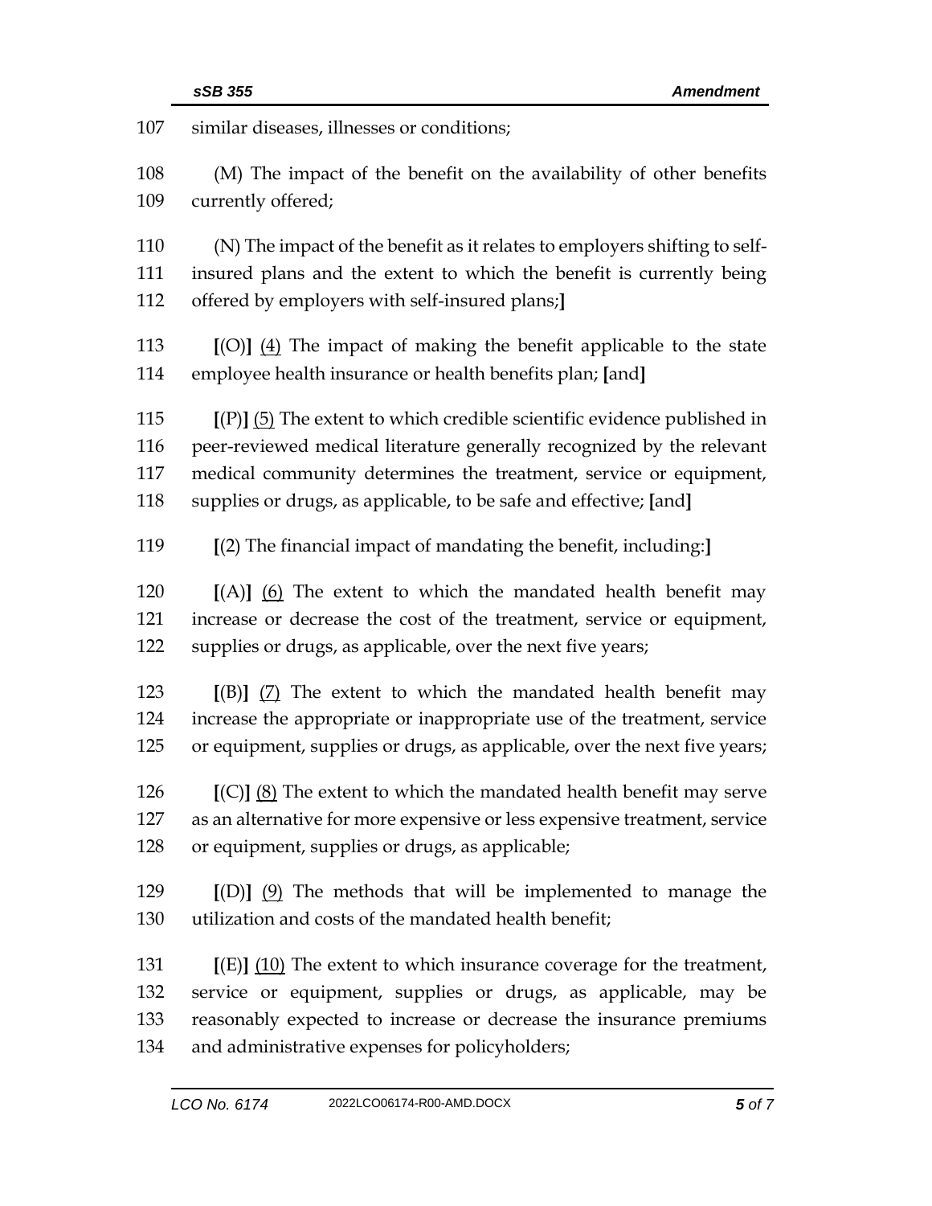107 similar diseases, illnesses or conditions;

108 (M) The impact of the benefit on the availability of other benefits
109 currently offered;

110 (N) The impact of the benefit as it relates to employers shifting to self-
111 insured plans and the extent to which the benefit is currently being
112 offered by employers with self-insured plans;**]**

113 **[**(O)**]** (4) The impact of making the benefit applicable to the state
114 employee health insurance or health benefits plan; **[**and**]**

115 **[**(P)**]** (5) The extent to which credible scientific evidence published in
116 peer-reviewed medical literature generally recognized by the relevant
117 medical community determines the treatment, service or equipment,
118 supplies or drugs, as applicable, to be safe and effective; **[**and**]**

119 **[**(2) The financial impact of mandating the benefit, including:**]**

120 **[**(A)**]** (6) The extent to which the mandated health benefit may
121 increase or decrease the cost of the treatment, service or equipment,
122 supplies or drugs, as applicable, over the next five years;

123 **[**(B)**]** (7) The extent to which the mandated health benefit may
124 increase the appropriate or inappropriate use of the treatment, service
125 or equipment, supplies or drugs, as applicable, over the next five years;

126 **[**(C)**]** (8) The extent to which the mandated health benefit may serve
127 as an alternative for more expensive or less expensive treatment, service
128 or equipment, supplies or drugs, as applicable;

129 **[**(D)**]** (9) The methods that will be implemented to manage the
130 utilization and costs of the mandated health benefit;

131 **[**(E)**]** (10) The extent to which insurance coverage for the treatment,
132 service or equipment, supplies or drugs, as applicable, may be
133 reasonably expected to increase or decrease the insurance premiums
134 and administrative expenses for policyholders;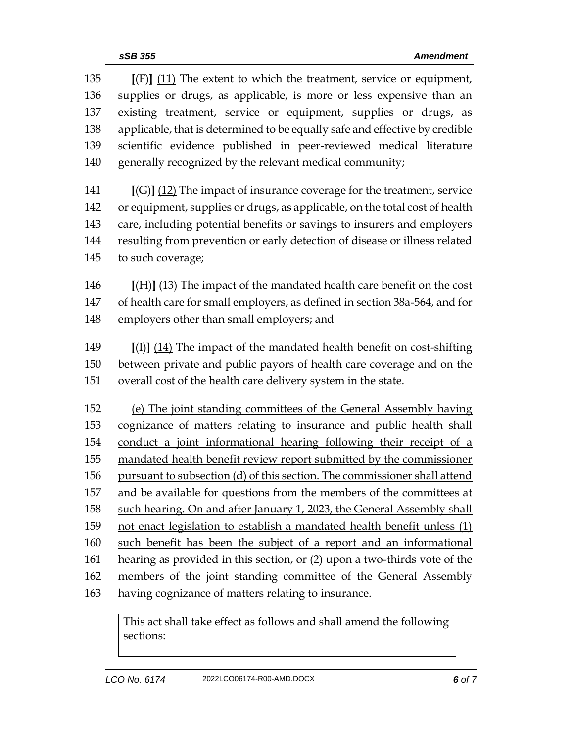135 **[**(F)**]** (11) The extent to which the treatment, service or equipment,
136 supplies or drugs, as applicable, is more or less expensive than an
137 existing treatment, service or equipment, supplies or drugs, as
138 applicable, that is determined to be equally safe and effective by credible
139 scientific evidence published in peer-reviewed medical literature
140 generally recognized by the relevant medical community;

141 **[**(G)**]** (12) The impact of insurance coverage for the treatment, service
142 or equipment, supplies or drugs, as applicable, on the total cost of health
143 care, including potential benefits or savings to insurers and employers
144 resulting from prevention or early detection of disease or illness related
145 to such coverage;

146 **[**(H)**]** (13) The impact of the mandated health care benefit on the cost
147 of health care for small employers, as defined in section 38a-564, and for
148 employers other than small employers; and

149 **[**(I)**]** (14) The impact of the mandated health benefit on cost-shifting
150 between private and public payors of health care coverage and on the
151 overall cost of the health care delivery system in the state.

152 (e) The joint standing committees of the General Assembly having
153 cognizance of matters relating to insurance and public health shall
154 conduct a joint informational hearing following their receipt of a
155 mandated health benefit review report submitted by the commissioner
156 pursuant to subsection (d) of this section. The commissioner shall attend
157 and be available for questions from the members of the committees at
158 such hearing. On and after January 1, 2023, the General Assembly shall
159 not enact legislation to establish a mandated health benefit unless (1)
160 such benefit has been the subject of a report and an informational
161 hearing as provided in this section, or (2) upon a two-thirds vote of the
162 members of the joint standing committee of the General Assembly
163 having cognizance of matters relating to insurance.

| This act shall take effect as follows and shall amend the following sections: |
| --- |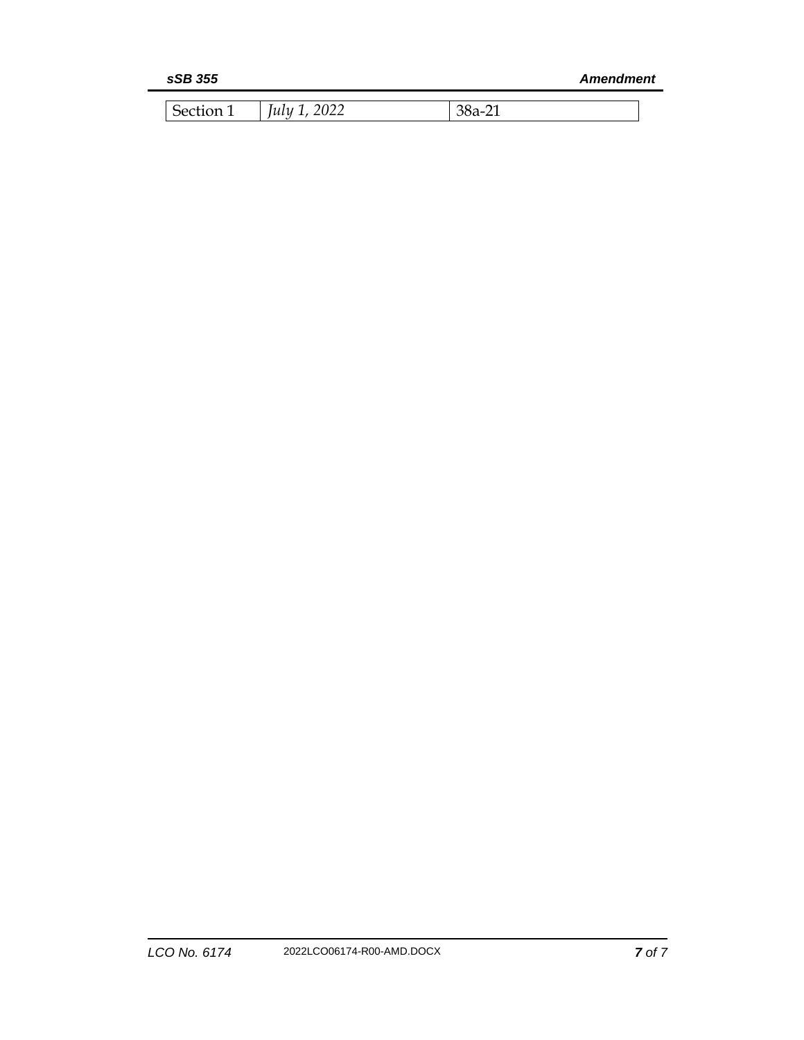| | | |
|---|---|---|
| Section 1 | *July 1, 2022* | 38a-21 |